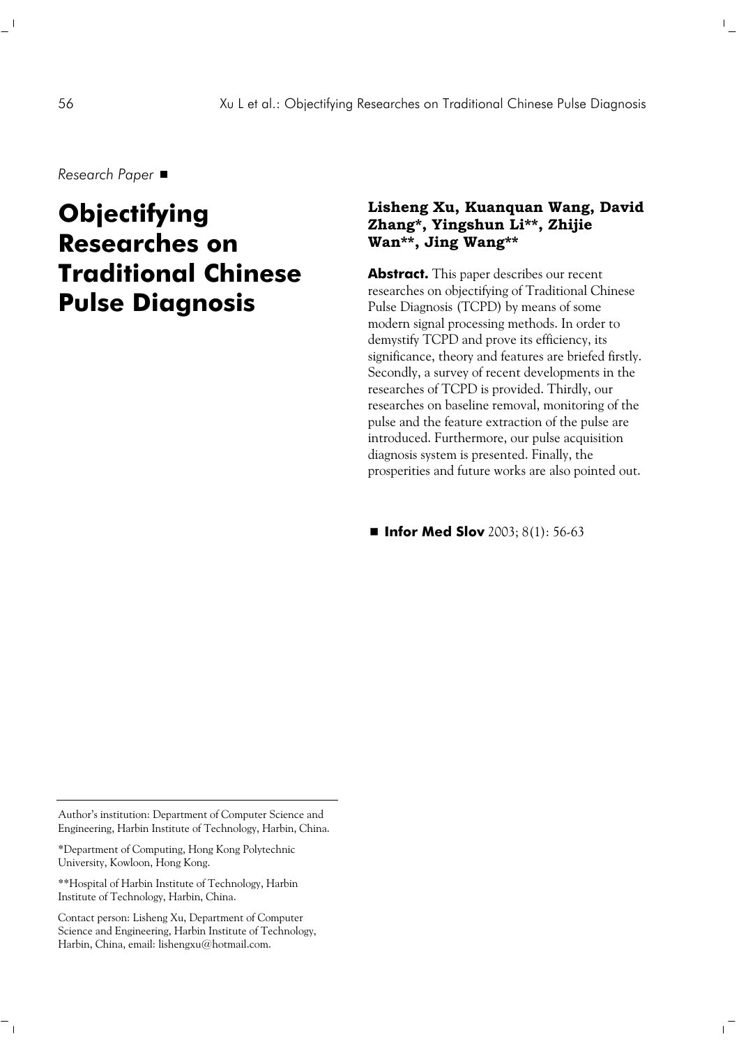*Research Paper* ■

# Objectifying Researches on Traditional Chinese Pulse Diagnosis

**Lisheng Xu, Kuanquan Wang, David Zhang*, Yingshun Li**, Zhijie Wan**, Jing Wang****

**Abstract.** This paper describes our recent researches on objectifying of Traditional Chinese Pulse Diagnosis (TCPD) by means of some modern signal processing methods. In order to demystify TCPD and prove its efficiency, its significance, theory and features are briefed firstly. Secondly, a survey of recent developments in the researches of TCPD is provided. Thirdly, our researches on baseline removal, monitoring of the pulse and the feature extraction of the pulse are introduced. Furthermore, our pulse acquisition diagnosis system is presented. Finally, the prosperities and future works are also pointed out.

■ **Infor Med Slov** 2003; 8(1): 56-63

---

Author's institution: Department of Computer Science and Engineering, Harbin Institute of Technology, Harbin, China.

*Department of Computing, Hong Kong Polytechnic University, Kowloon, Hong Kong.

**Hospital of Harbin Institute of Technology, Harbin Institute of Technology, Harbin, China.

Contact person: Lisheng Xu, Department of Computer Science and Engineering, Harbin Institute of Technology, Harbin, China, email: lishengxu@hotmail.com.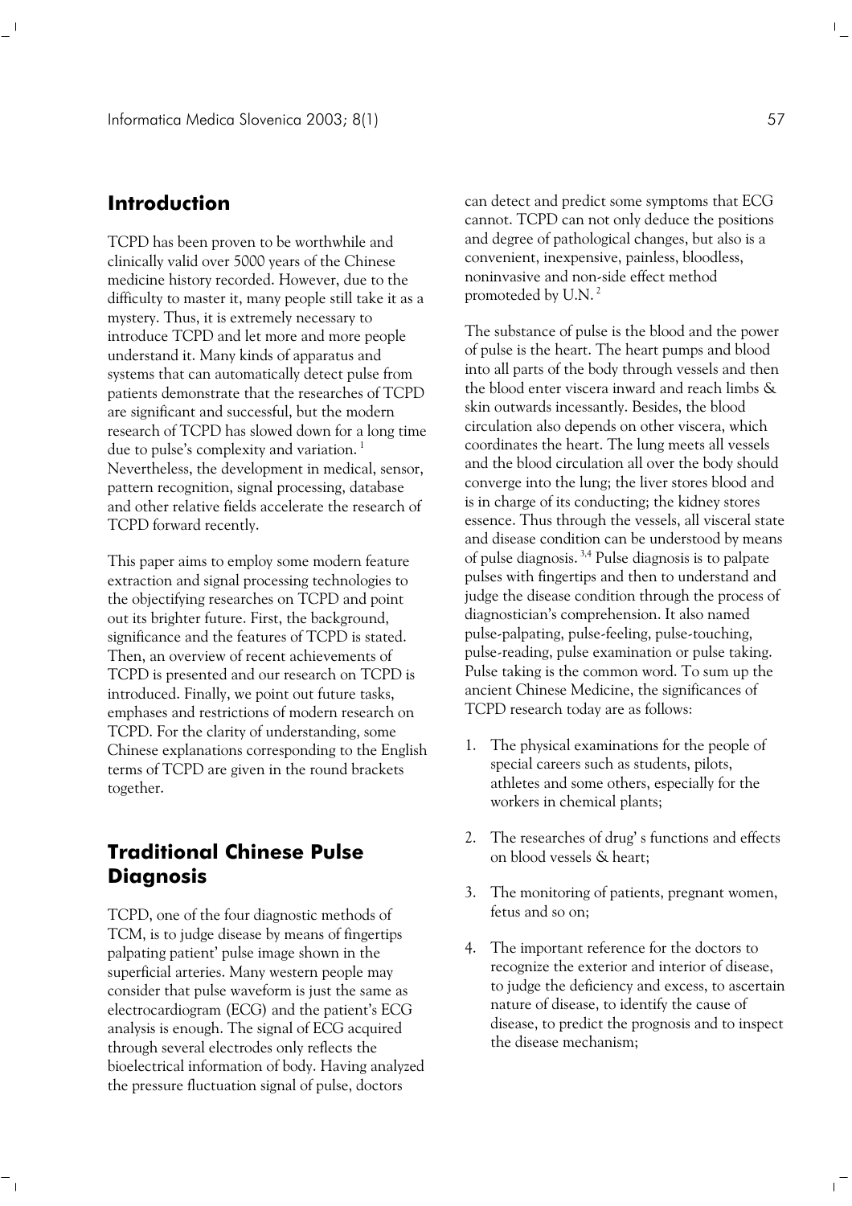## Introduction

TCPD has been proven to be worthwhile and clinically valid over 5000 years of the Chinese medicine history recorded. However, due to the difficulty to master it, many people still take it as a mystery. Thus, it is extremely necessary to introduce TCPD and let more and more people understand it. Many kinds of apparatus and systems that can automatically detect pulse from patients demonstrate that the researches of TCPD are significant and successful, but the modern research of TCPD has slowed down for a long time due to pulse's complexity and variation. [1] Nevertheless, the development in medical, sensor, pattern recognition, signal processing, database and other relative fields accelerate the research of TCPD forward recently.

This paper aims to employ some modern feature extraction and signal processing technologies to the objectifying researches on TCPD and point out its brighter future. First, the background, significance and the features of TCPD is stated. Then, an overview of recent achievements of TCPD is presented and our research on TCPD is introduced. Finally, we point out future tasks, emphases and restrictions of modern research on TCPD. For the clarity of understanding, some Chinese explanations corresponding to the English terms of TCPD are given in the round brackets together.

## Traditional Chinese Pulse Diagnosis

TCPD, one of the four diagnostic methods of TCM, is to judge disease by means of fingertips palpating patient' pulse image shown in the superficial arteries. Many western people may consider that pulse waveform is just the same as electrocardiogram (ECG) and the patient's ECG analysis is enough. The signal of ECG acquired through several electrodes only reflects the bioelectrical information of body. Having analyzed the pressure fluctuation signal of pulse, doctors can detect and predict some symptoms that ECG cannot. TCPD can not only deduce the positions and degree of pathological changes, but also is a convenient, inexpensive, painless, bloodless, noninvasive and non-side effect method promoteded by U.N. [2]

The substance of pulse is the blood and the power of pulse is the heart. The heart pumps and blood into all parts of the body through vessels and then the blood enter viscera inward and reach limbs & skin outwards incessantly. Besides, the blood circulation also depends on other viscera, which coordinates the heart. The lung meets all vessels and the blood circulation all over the body should converge into the lung; the liver stores blood and is in charge of its conducting; the kidney stores essence. Thus through the vessels, all visceral state and disease condition can be understood by means of pulse diagnosis. [3,4] Pulse diagnosis is to palpate pulses with fingertips and then to understand and judge the disease condition through the process of diagnostician's comprehension. It also named pulse-palpating, pulse-feeling, pulse-touching, pulse-reading, pulse examination or pulse taking. Pulse taking is the common word. To sum up the ancient Chinese Medicine, the significances of TCPD research today are as follows:

1. The physical examinations for the people of special careers such as students, pilots, athletes and some others, especially for the workers in chemical plants;
2. The researches of drug' s functions and effects on blood vessels & heart;
3. The monitoring of patients, pregnant women, fetus and so on;
4. The important reference for the doctors to recognize the exterior and interior of disease, to judge the deficiency and excess, to ascertain nature of disease, to identify the cause of disease, to predict the prognosis and to inspect the disease mechanism;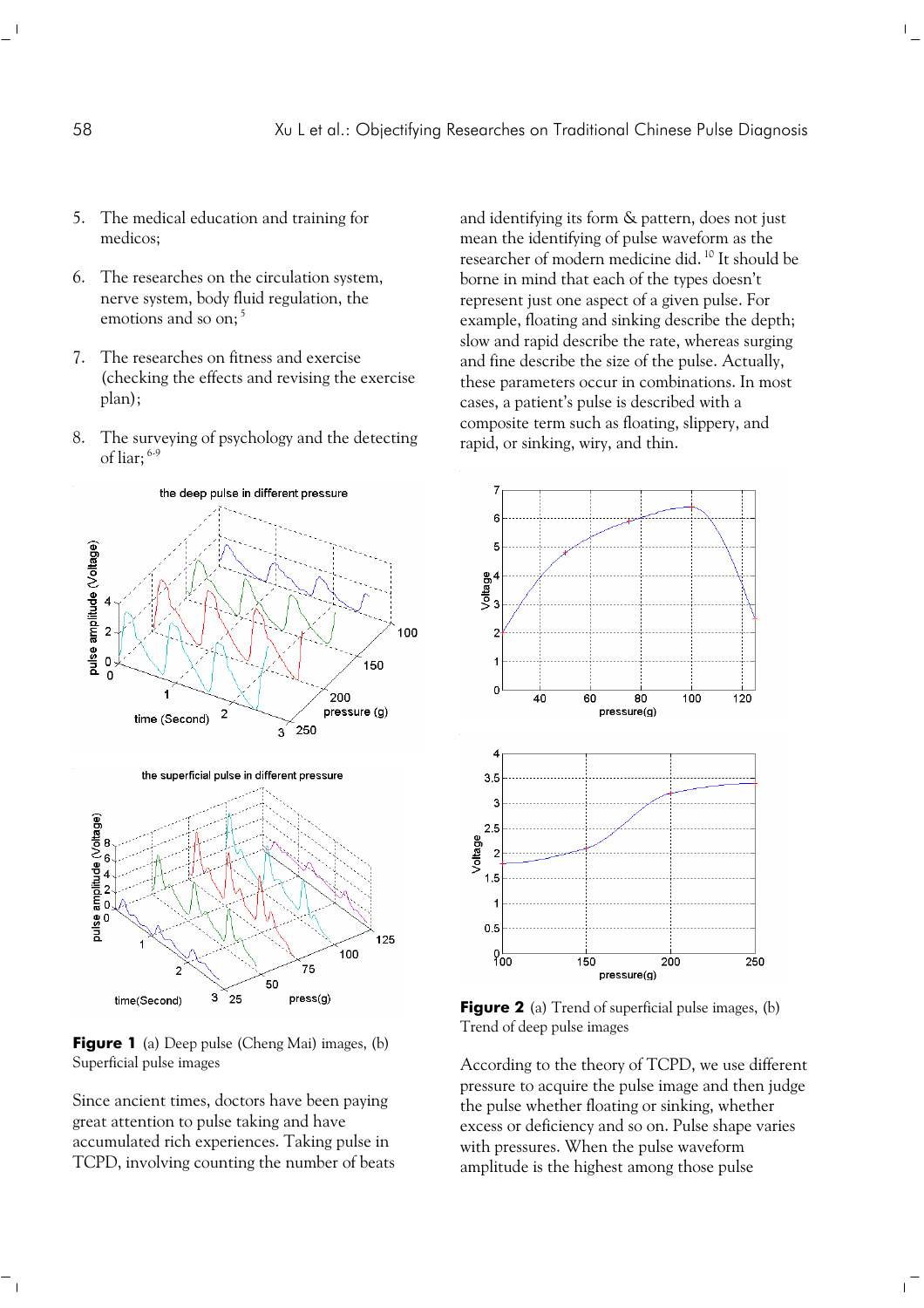5. The medical education and training for medicos;

6. The researches on the circulation system, nerve system, body fluid regulation, the emotions and so on; [5]

7. The researches on fitness and exercise (checking the effects and revising the exercise plan);

8. The surveying of psychology and the detecting of liar; [6-9]

**Figure 1** (a) Deep pulse (Cheng Mai) images, (b) Superficial pulse images

Since ancient times, doctors have been paying great attention to pulse taking and have accumulated rich experiences. Taking pulse in TCPD, involving counting the number of beats and identifying its form & pattern, does not just mean the identifying of pulse waveform as the researcher of modern medicine did. [10] It should be borne in mind that each of the types doesn't represent just one aspect of a given pulse. For example, floating and sinking describe the depth; slow and rapid describe the rate, whereas surging and fine describe the size of the pulse. Actually, these parameters occur in combinations. In most cases, a patient's pulse is described with a composite term such as floating, slippery, and rapid, or sinking, wiry, and thin.

**Figure 2** (a) Trend of superficial pulse images, (b) Trend of deep pulse images

According to the theory of TCPD, we use different pressure to acquire the pulse image and then judge the pulse whether floating or sinking, whether excess or deficiency and so on. Pulse shape varies with pressures. When the pulse waveform amplitude is the highest among those pulse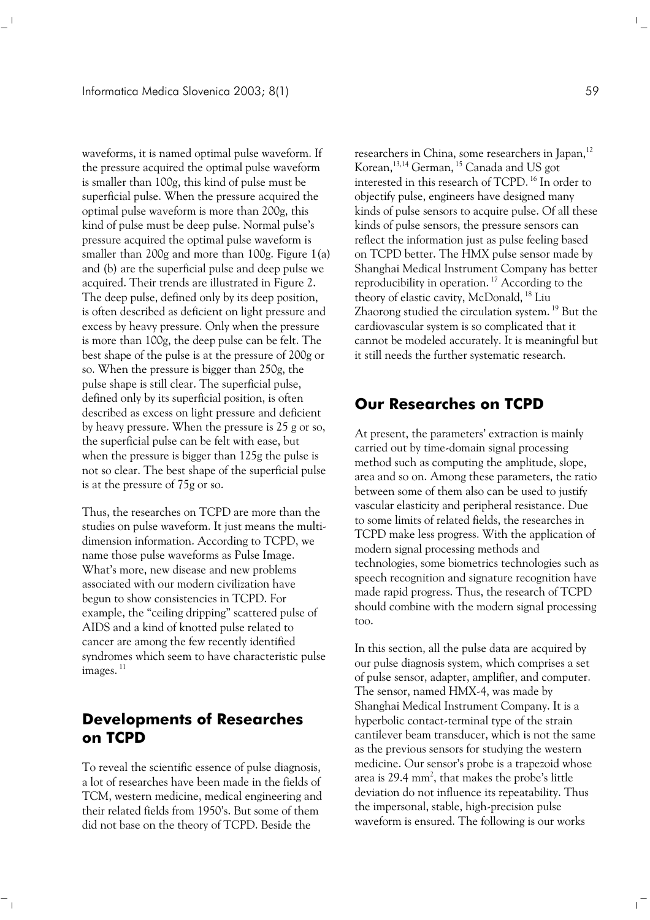waveforms, it is named optimal pulse waveform. If the pressure acquired the optimal pulse waveform is smaller than 100g, this kind of pulse must be superficial pulse. When the pressure acquired the optimal pulse waveform is more than 200g, this kind of pulse must be deep pulse. Normal pulse's pressure acquired the optimal pulse waveform is smaller than 200g and more than 100g. Figure 1(a) and (b) are the superficial pulse and deep pulse we acquired. Their trends are illustrated in Figure 2. The deep pulse, defined only by its deep position, is often described as deficient on light pressure and excess by heavy pressure. Only when the pressure is more than 100g, the deep pulse can be felt. The best shape of the pulse is at the pressure of 200g or so. When the pressure is bigger than 250g, the pulse shape is still clear. The superficial pulse, defined only by its superficial position, is often described as excess on light pressure and deficient by heavy pressure. When the pressure is 25 g or so, the superficial pulse can be felt with ease, but when the pressure is bigger than 125g the pulse is not so clear. The best shape of the superficial pulse is at the pressure of 75g or so.

Thus, the researches on TCPD are more than the studies on pulse waveform. It just means the multi-dimension information. According to TCPD, we name those pulse waveforms as Pulse Image. What's more, new disease and new problems associated with our modern civilization have begun to show consistencies in TCPD. For example, the "ceiling dripping" scattered pulse of AIDS and a kind of knotted pulse related to cancer are among the few recently identified syndromes which seem to have characteristic pulse images. [11]

## Developments of Researches on TCPD

To reveal the scientific essence of pulse diagnosis, a lot of researches have been made in the fields of TCM, western medicine, medical engineering and their related fields from 1950's. But some of them did not base on the theory of TCPD. Beside the researchers in China, some researchers in Japan,[12] Korean,[13,14] German, [15] Canada and US got interested in this research of TCPD. [16] In order to objectify pulse, engineers have designed many kinds of pulse sensors to acquire pulse. Of all these kinds of pulse sensors, the pressure sensors can reflect the information just as pulse feeling based on TCPD better. The HMX pulse sensor made by Shanghai Medical Instrument Company has better reproducibility in operation. [17] According to the theory of elastic cavity, McDonald, [18] Liu Zhaorong studied the circulation system. [19] But the cardiovascular system is so complicated that it cannot be modeled accurately. It is meaningful but it still needs the further systematic research.

## Our Researches on TCPD

At present, the parameters' extraction is mainly carried out by time-domain signal processing method such as computing the amplitude, slope, area and so on. Among these parameters, the ratio between some of them also can be used to justify vascular elasticity and peripheral resistance. Due to some limits of related fields, the researches in TCPD make less progress. With the application of modern signal processing methods and technologies, some biometrics technologies such as speech recognition and signature recognition have made rapid progress. Thus, the research of TCPD should combine with the modern signal processing too.

In this section, all the pulse data are acquired by our pulse diagnosis system, which comprises a set of pulse sensor, adapter, amplifier, and computer. The sensor, named HMX-4, was made by Shanghai Medical Instrument Company. It is a hyperbolic contact-terminal type of the strain cantilever beam transducer, which is not the same as the previous sensors for studying the western medicine. Our sensor's probe is a trapezoid whose area is 29.4 $mm^2$, that makes the probe's little deviation do not influence its repeatability. Thus the impersonal, stable, high-precision pulse waveform is ensured. The following is our works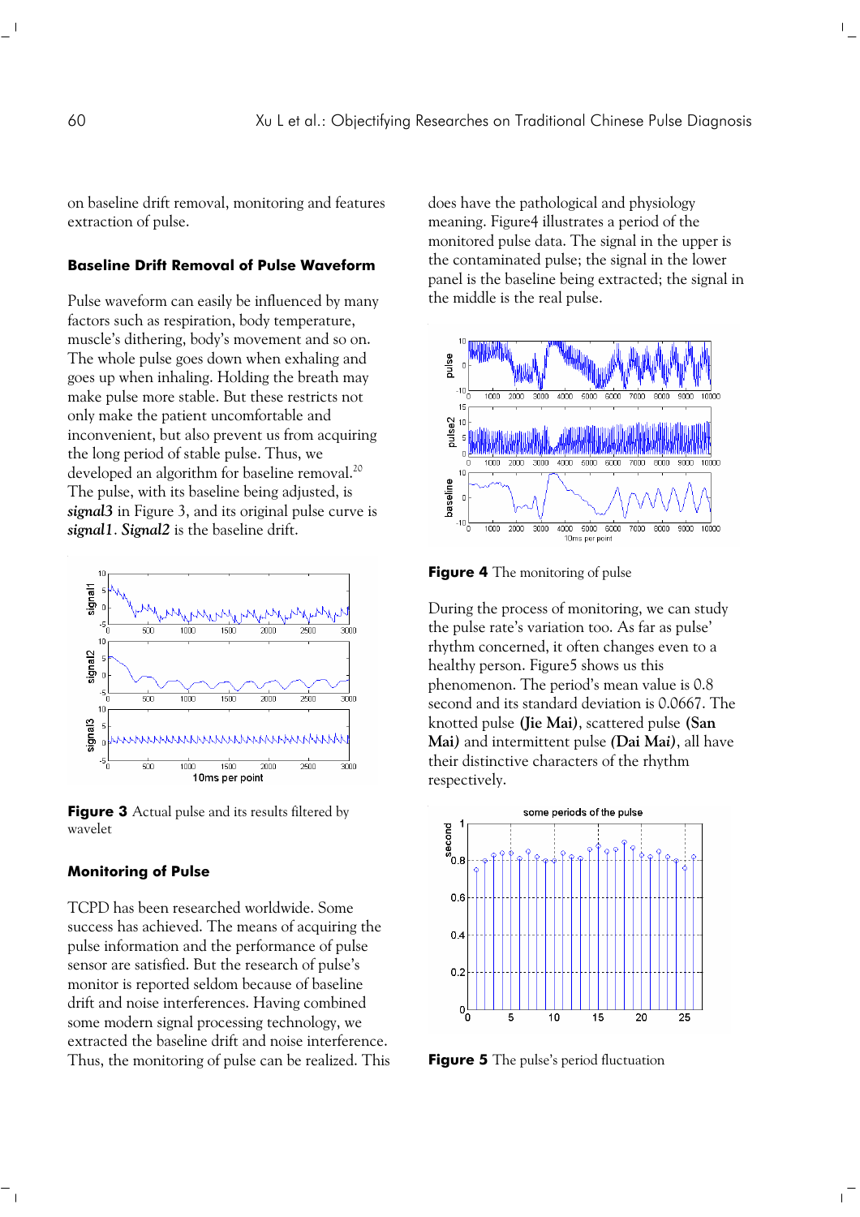on baseline drift removal, monitoring and features extraction of pulse.

### Baseline Drift Removal of Pulse Waveform

Pulse waveform can easily be influenced by many factors such as respiration, body temperature, muscle's dithering, body's movement and so on. The whole pulse goes down when exhaling and goes up when inhaling. Holding the breath may make pulse more stable. But these restricts not only make the patient uncomfortable and inconvenient, but also prevent us from acquiring the long period of stable pulse. Thus, we developed an algorithm for baseline removal.[20] The pulse, with its baseline being adjusted, is ***signal3*** in Figure 3, and its original pulse curve is ***signal1***. ***Signal2*** is the baseline drift.

**Figure 3** Actual pulse and its results filtered by wavelet

### Monitoring of Pulse

TCPD has been researched worldwide. Some success has achieved. The means of acquiring the pulse information and the performance of pulse sensor are satisfied. But the research of pulse's monitor is reported seldom because of baseline drift and noise interferences. Having combined some modern signal processing technology, we extracted the baseline drift and noise interference. Thus, the monitoring of pulse can be realized. This does have the pathological and physiology meaning. Figure4 illustrates a period of the monitored pulse data. The signal in the upper is the contaminated pulse; the signal in the lower panel is the baseline being extracted; the signal in the middle is the real pulse.

**Figure 4** The monitoring of pulse

During the process of monitoring, we can study the pulse rate's variation too. As far as pulse' rhythm concerned, it often changes even to a healthy person. Figure5 shows us this phenomenon. The period's mean value is 0.8 second and its standard deviation is 0.0667. The knotted pulse **(Jie Mai)**, scattered pulse **(San Mai)** and intermittent pulse **(Dai Mai)**, all have their distinctive characters of the rhythm respectively.

**Figure 5** The pulse's period fluctuation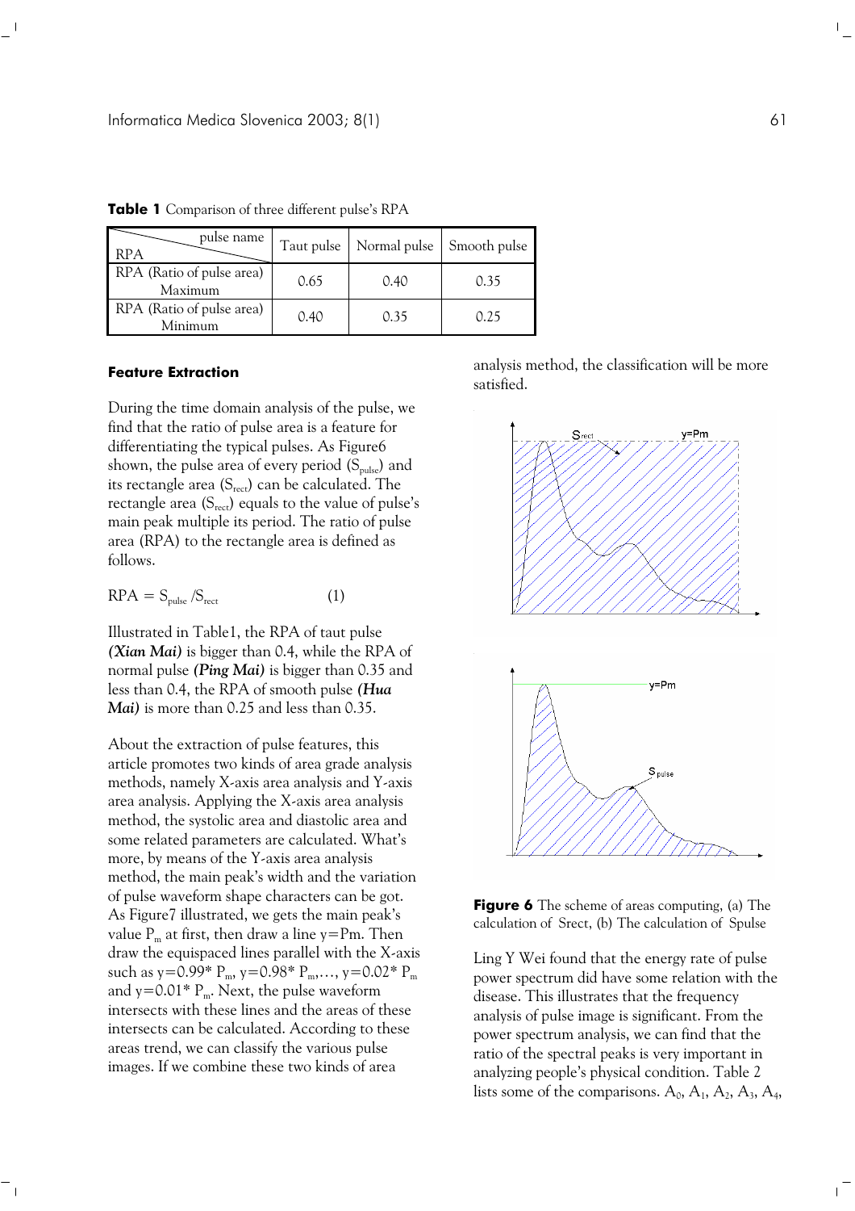**Table 1** Comparison of three different pulse's RPA

| RPA \ pulse name | Taut pulse | Normal pulse | Smooth pulse |
|---|---|---|---|
| RPA (Ratio of pulse area) Maximum | 0.65 | 0.40 | 0.35 |
| RPA (Ratio of pulse area) Minimum | 0.40 | 0.35 | 0.25 |

### Feature Extraction

During the time domain analysis of the pulse, we find that the ratio of pulse area is a feature for differentiating the typical pulses. As Figure6 shown, the pulse area of every period ($S_{pulse}$) and its rectangle area ($S_{rect}$) can be calculated. The rectangle area ($S_{rect}$) equals to the value of pulse's main peak multiple its period. The ratio of pulse area (RPA) to the rectangle area is defined as follows.

$$RPA = S_{pulse} / S_{rect} \qquad (1)$$

Illustrated in Table1, the RPA of taut pulse ***(Xian Mai)*** is bigger than 0.4, while the RPA of normal pulse ***(Ping Mai)*** is bigger than 0.35 and less than 0.4, the RPA of smooth pulse ***(Hua Mai)*** is more than 0.25 and less than 0.35.

About the extraction of pulse features, this article promotes two kinds of area grade analysis methods, namely X-axis area analysis and Y-axis area analysis. Applying the X-axis area analysis method, the systolic area and diastolic area and some related parameters are calculated. What's more, by means of the Y-axis area analysis method, the main peak's width and the variation of pulse waveform shape characters can be got. As Figure7 illustrated, we gets the main peak's value $P_m$ at first, then draw a line y=Pm. Then draw the equispaced lines parallel with the X-axis such as $y=0.99^* P_m$, $y=0.98^* P_m,\ldots$, $y=0.02^* P_m$ and $y=0.01^* P_m$. Next, the pulse waveform intersects with these lines and the areas of these intersects can be calculated. According to these areas trend, we can classify the various pulse images. If we combine these two kinds of area analysis method, the classification will be more satisfied.

**Figure 6** The scheme of areas computing, (a) The calculation of Srect, (b) The calculation of Spulse

Ling Y Wei found that the energy rate of pulse power spectrum did have some relation with the disease. This illustrates that the frequency analysis of pulse image is significant. From the power spectrum analysis, we can find that the ratio of the spectral peaks is very important in analyzing people's physical condition. Table 2 lists some of the comparisons. $A_0$, $A_1$, $A_2$, $A_3$, $A_4$,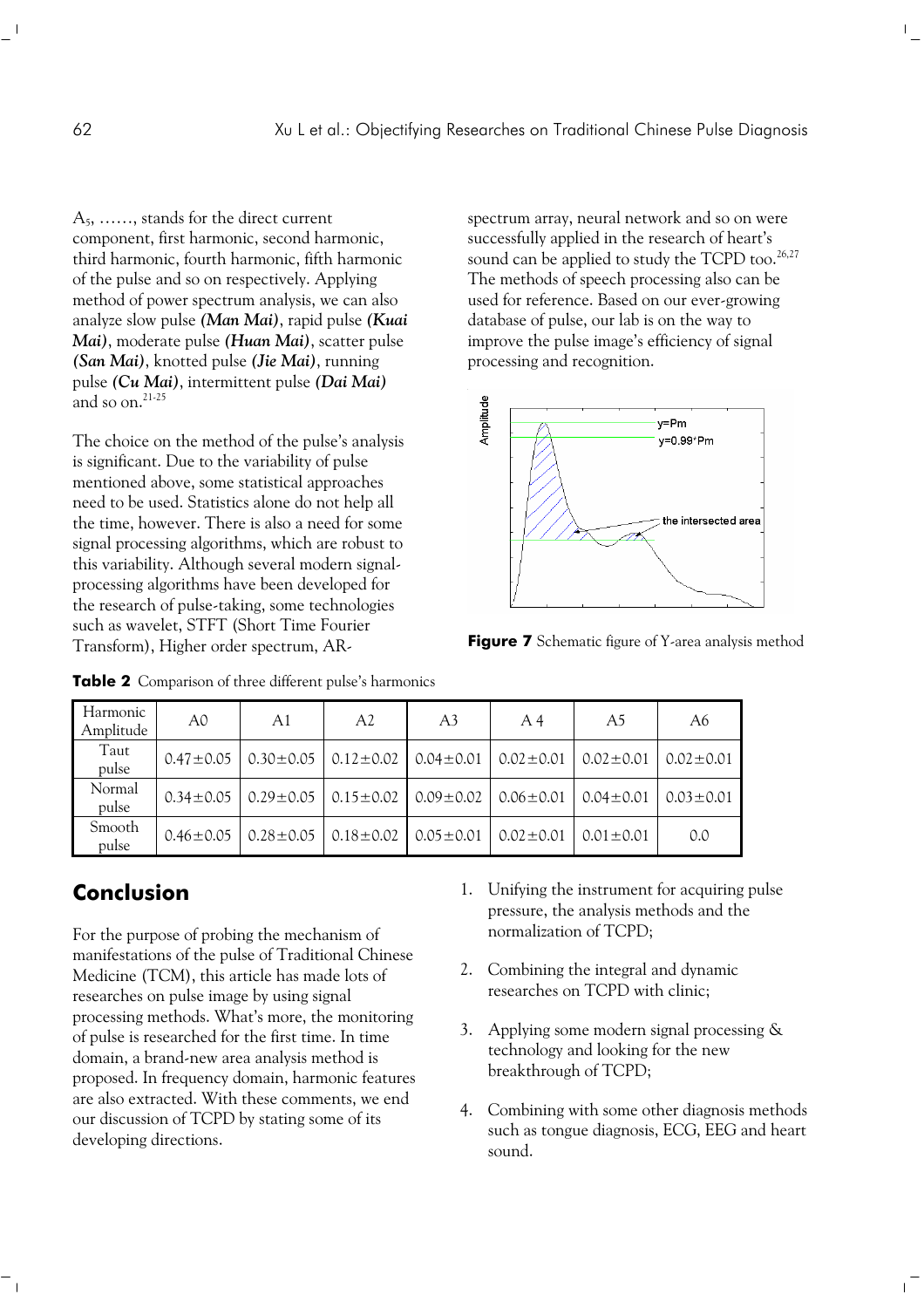$A_5$, ……, stands for the direct current component, first harmonic, second harmonic, third harmonic, fourth harmonic, fifth harmonic of the pulse and so on respectively. Applying method of power spectrum analysis, we can also analyze slow pulse ***(Man Mai)***, rapid pulse ***(Kuai Mai)***, moderate pulse ***(Huan Mai)***, scatter pulse ***(San Mai)***, knotted pulse ***(Jie Mai)***, running pulse ***(Cu Mai)***, intermittent pulse ***(Dai Mai)*** and so on.[21-25]

The choice on the method of the pulse's analysis is significant. Due to the variability of pulse mentioned above, some statistical approaches need to be used. Statistics alone do not help all the time, however. There is also a need for some signal processing algorithms, which are robust to this variability. Although several modern signal-processing algorithms have been developed for the research of pulse-taking, some technologies such as wavelet, STFT (Short Time Fourier Transform), Higher order spectrum, AR-spectrum array, neural network and so on were successfully applied in the research of heart's sound can be applied to study the TCPD too.[26,27] The methods of speech processing also can be used for reference. Based on our ever-growing database of pulse, our lab is on the way to improve the pulse image's efficiency of signal processing and recognition.

**Figure 7** Schematic figure of Y-area analysis method

**Table 2** Comparison of three different pulse's harmonics

| Harmonic Amplitude | A0 | A1 | A2 | A3 | A 4 | A5 | A6 |
|---|---|---|---|---|---|---|---|
| Taut pulse | 0.47±0.05 | 0.30±0.05 | 0.12±0.02 | 0.04±0.01 | 0.02±0.01 | 0.02±0.01 | 0.02±0.01 |
| Normal pulse | 0.34±0.05 | 0.29±0.05 | 0.15±0.02 | 0.09±0.02 | 0.06±0.01 | 0.04±0.01 | 0.03±0.01 |
| Smooth pulse | 0.46±0.05 | 0.28±0.05 | 0.18±0.02 | 0.05±0.01 | 0.02±0.01 | 0.01±0.01 | 0.0 |

## Conclusion

For the purpose of probing the mechanism of manifestations of the pulse of Traditional Chinese Medicine (TCM), this article has made lots of researches on pulse image by using signal processing methods. What's more, the monitoring of pulse is researched for the first time. In time domain, a brand-new area analysis method is proposed. In frequency domain, harmonic features are also extracted. With these comments, we end our discussion of TCPD by stating some of its developing directions.

1. Unifying the instrument for acquiring pulse pressure, the analysis methods and the normalization of TCPD;
2. Combining the integral and dynamic researches on TCPD with clinic;
3. Applying some modern signal processing & technology and looking for the new breakthrough of TCPD;
4. Combining with some other diagnosis methods such as tongue diagnosis, ECG, EEG and heart sound.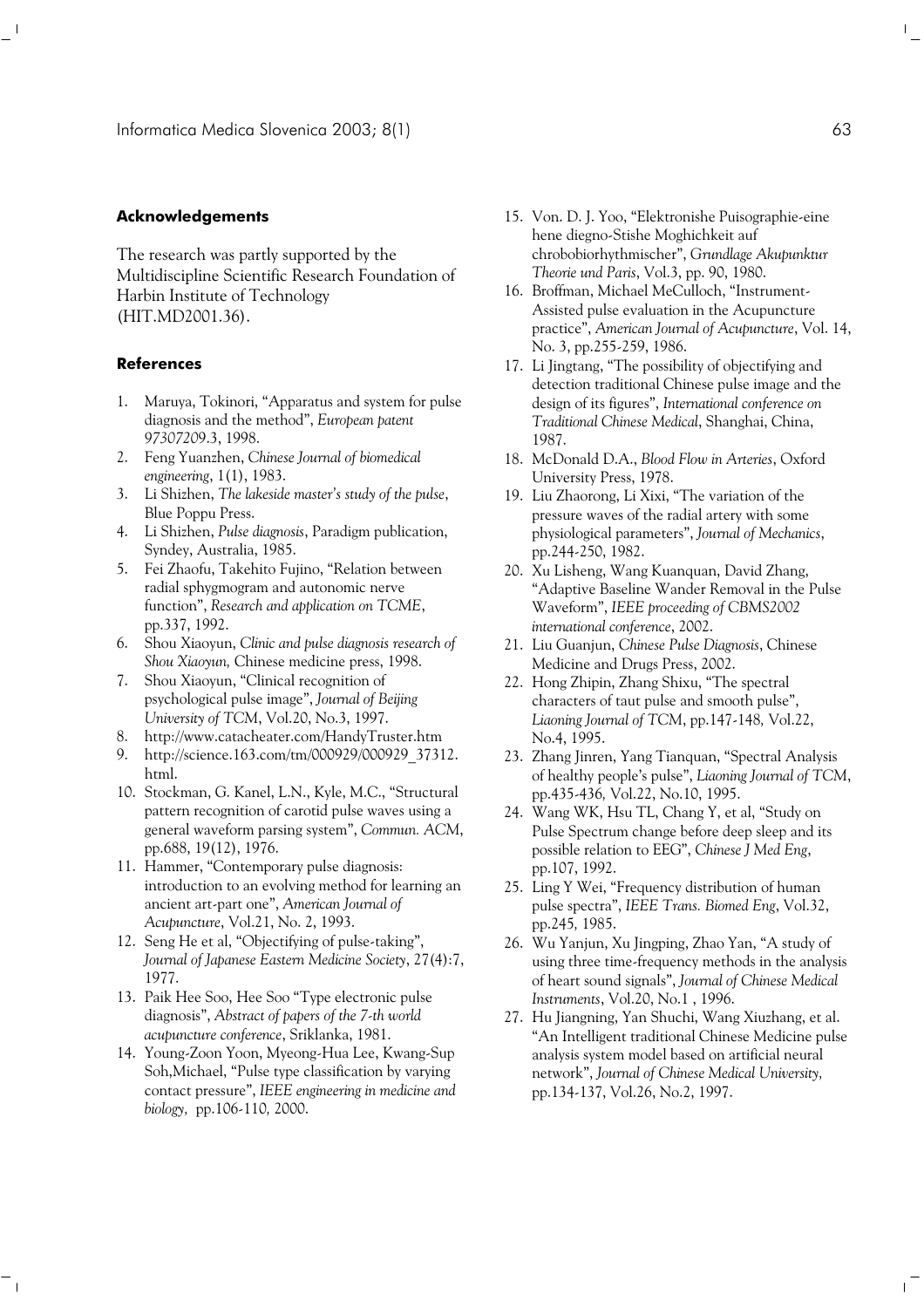### Acknowledgements

The research was partly supported by the Multidiscipline Scientific Research Foundation of Harbin Institute of Technology (HIT.MD2001.36).

### References

1. Maruya, Tokinori, "Apparatus and system for pulse diagnosis and the method", *European patent 97307209.3*, 1998.
2. Feng Yuanzhen, *Chinese Journal of biomedical engineering*, 1(1), 1983.
3. Li Shizhen, *The lakeside master's study of the pulse*, Blue Poppu Press.
4. Li Shizhen, *Pulse diagnosis*, Paradigm publication, Syndey, Australia, 1985.
5. Fei Zhaofu, Takehito Fujino, "Relation between radial sphygmogram and autonomic nerve function", *Research and application on TCME*, pp.337, 1992.
6. Shou Xiaoyun, *Clinic and pulse diagnosis research of Shou Xiaoyun,* Chinese medicine press, 1998.
7. Shou Xiaoyun, "Clinical recognition of psychological pulse image", *Journal of Beijing University of TCM*, Vol.20, No.3, 1997.
8. http://www.catacheater.com/HandyTruster.htm
9. http://science.163.com/tm/000929/000929_37312.html.
10. Stockman, G. Kanel, L.N., Kyle, M.C., "Structural pattern recognition of carotid pulse waves using a general waveform parsing system", *Commun. ACM*, pp.688, 19(12), 1976.
11. Hammer, "Contemporary pulse diagnosis: introduction to an evolving method for learning an ancient art-part one", *American Journal of Acupuncture*, Vol.21, No. 2, 1993.
12. Seng He et al, "Objectifying of pulse-taking", *Journal of Japanese Eastern Medicine Society*, 27(4):7, 1977.
13. Paik Hee Soo, Hee Soo "Type electronic pulse diagnosis", *Abstract of papers of the 7-th world acupuncture conference*, Sriklanka, 1981.
14. Young-Zoon Yoon, Myeong-Hua Lee, Kwang-Sup Soh,Michael, "Pulse type classification by varying contact pressure", *IEEE engineering in medicine and biology,* pp.106-110*,* 2000.
15. Von. D. J. Yoo, "Elektronishe Puisographie-eine hene diegno-Stishe Moghichkeit auf chrobobiorhythmischer", *Grundlage Akupunktur Theorie und Paris*, Vol.3, pp. 90, 1980.
16. Broffman, Michael MeCulloch, "Instrument-Assisted pulse evaluation in the Acupuncture practice", *American Journal of Acupuncture*, Vol. 14, No. 3, pp.255-259, 1986.
17. Li Jingtang, "The possibility of objectifying and detection traditional Chinese pulse image and the design of its figures", *International conference on Traditional Chinese Medical*, Shanghai, China, 1987.
18. McDonald D.A., *Blood Flow in Arteries*, Oxford University Press, 1978.
19. Liu Zhaorong, Li Xixi, "The variation of the pressure waves of the radial artery with some physiological parameters", *Journal of Mechanics*, pp.244-250, 1982.
20. Xu Lisheng, Wang Kuanquan, David Zhang, "Adaptive Baseline Wander Removal in the Pulse Waveform", *IEEE proceeding of CBMS2002 international conference*, 2002.
21. Liu Guanjun, *Chinese Pulse Diagnosis*, Chinese Medicine and Drugs Press, 2002.
22. Hong Zhipin, Zhang Shixu, "The spectral characters of taut pulse and smooth pulse", *Liaoning Journal of TCM*, pp.147-148*,* Vol.22, No.4, 1995.
23. Zhang Jinren, Yang Tianquan, "Spectral Analysis of healthy people's pulse", *Liaoning Journal of TCM*, pp.435-436*,* Vol.22, No.10, 1995.
24. Wang WK, Hsu TL, Chang Y, et al, "Study on Pulse Spectrum change before deep sleep and its possible relation to EEG", *Chinese J Med Eng*, pp.107, 1992.
25. Ling Y Wei, "Frequency distribution of human pulse spectra", *IEEE Trans. Biomed Eng*, Vol.32, pp.245*,* 1985.
26. Wu Yanjun, Xu Jingping, Zhao Yan, "A study of using three time-frequency methods in the analysis of heart sound signals", *Journal of Chinese Medical Instruments*, Vol.20, No.1 , 1996.
27. Hu Jiangning, Yan Shuchi, Wang Xiuzhang, et al. "An Intelligent traditional Chinese Medicine pulse analysis system model based on artificial neural network", *Journal of Chinese Medical University,* pp.134-137, Vol.26, No.2, 1997.